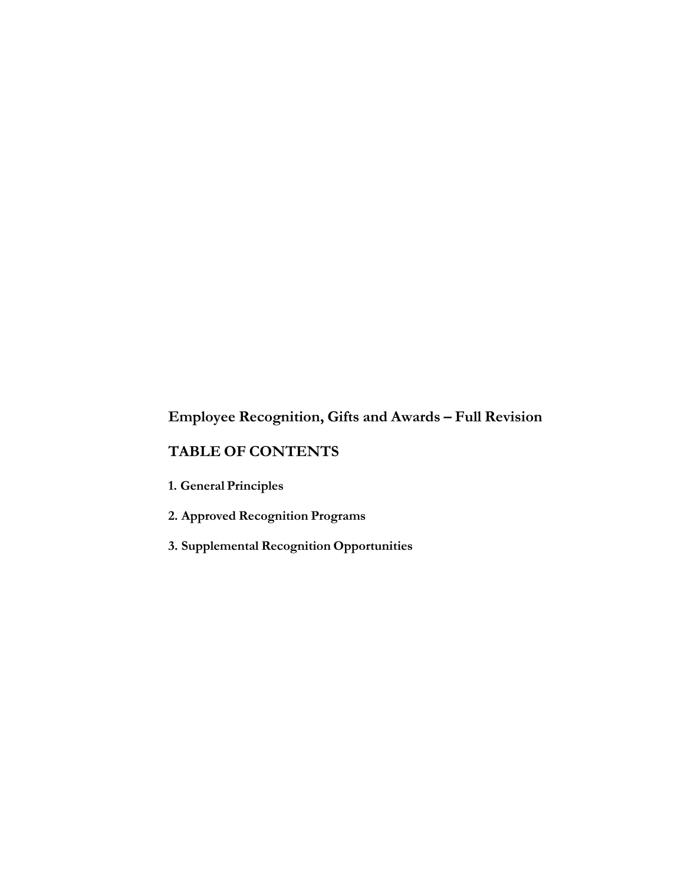# Employee Recognition, Gifts and Awards – Full Revision

## TABLE OF CONTENTS

**1. General Principles**

**2. Approved Recognition Programs**

**3. Supplemental Recognition Opportunities**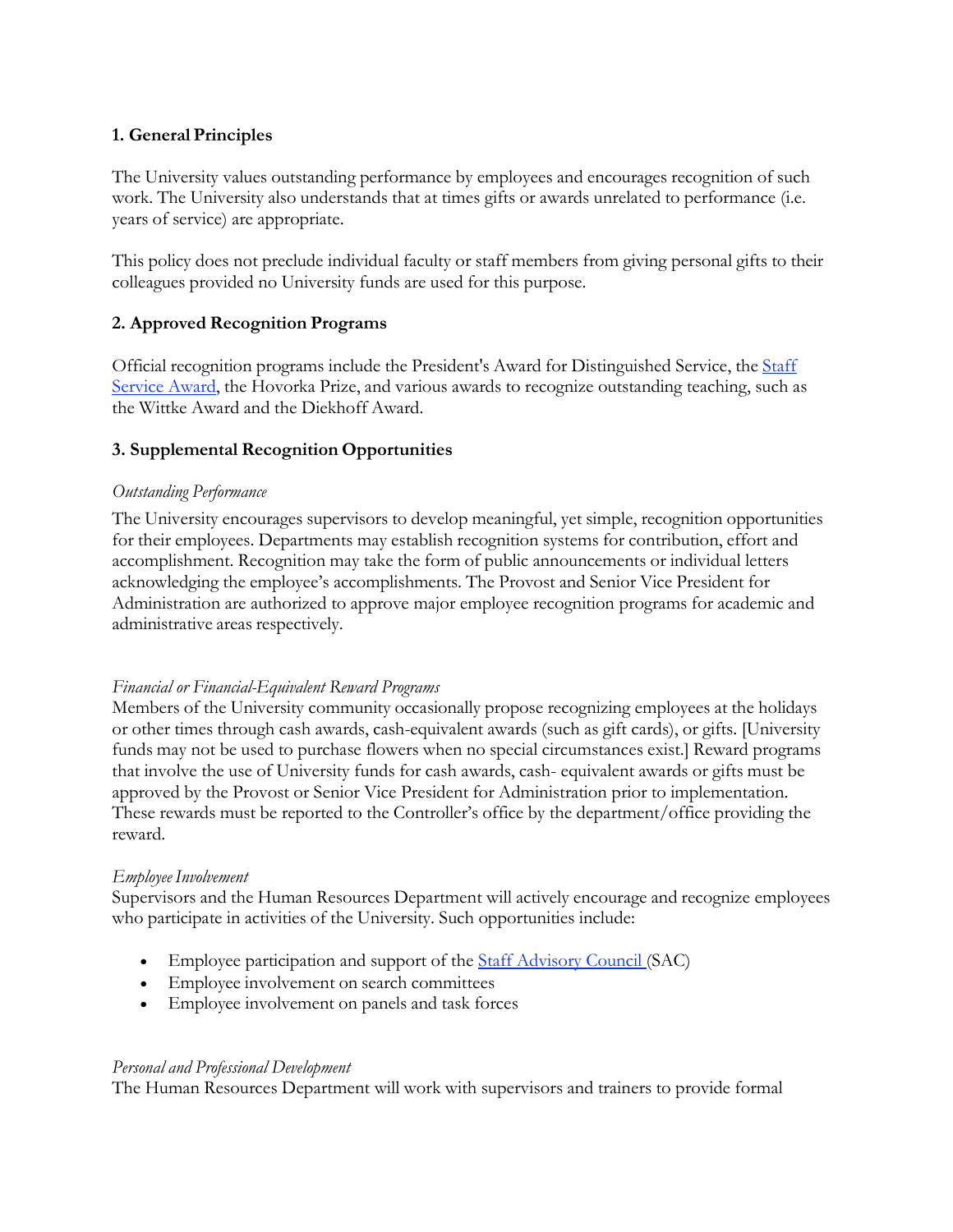### 1. General Principles

The University values outstanding performance by employees and encourages recognition of such work. The University also understands that at times gifts or awards unrelated to performance (i.e. years of service) are appropriate.

This policy does not preclude individual faculty or staff members from giving personal gifts to their colleagues provided no University funds are used for this purpose.

### 2. Approved Recognition Programs

Official recognition programs include the President's Award for Distinguished Service, the Staff Service Award, the Hovorka Prize, and various awards to recognize outstanding teaching, such as the Wittke Award and the Diekhoff Award.

### 3. Supplemental Recognition Opportunities

*Outstanding Performance*

The University encourages supervisors to develop meaningful, yet simple, recognition opportunities for their employees. Departments may establish recognition systems for contribution, effort and accomplishment. Recognition may take the form of public announcements or individual letters acknowledging the employee's accomplishments. The Provost and Senior Vice President for Administration are authorized to approve major employee recognition programs for academic and administrative areas respectively.

*Financial or Financial-Equivalent Reward Programs*

Members of the University community occasionally propose recognizing employees at the holidays or other times through cash awards, cash-equivalent awards (such as gift cards), or gifts. [University funds may not be used to purchase flowers when no special circumstances exist.] Reward programs that involve the use of University funds for cash awards, cash- equivalent awards or gifts must be approved by the Provost or Senior Vice President for Administration prior to implementation. These rewards must be reported to the Controller's office by the department/office providing the reward.

*Employee Involvement*

Supervisors and the Human Resources Department will actively encourage and recognize employees who participate in activities of the University. Such opportunities include:

- Employee participation and support of the Staff Advisory Council (SAC)
- Employee involvement on search committees
- Employee involvement on panels and task forces

*Personal and Professional Development*

The Human Resources Department will work with supervisors and trainers to provide formal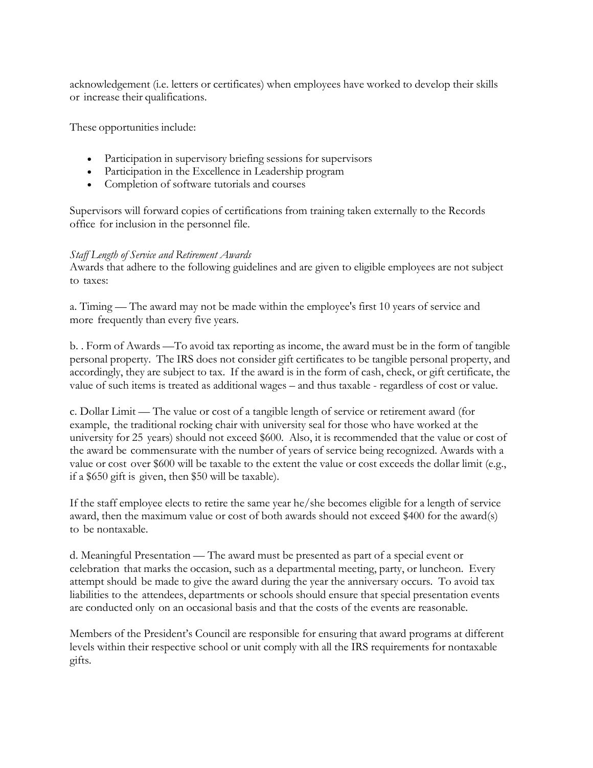acknowledgement (i.e. letters or certificates) when employees have worked to develop their skills or increase their qualifications.

These opportunities include:

- Participation in supervisory briefing sessions for supervisors
- Participation in the Excellence in Leadership program
- Completion of software tutorials and courses

Supervisors will forward copies of certifications from training taken externally to the Records office for inclusion in the personnel file.

*Staff Length of Service and Retirement Awards*

Awards that adhere to the following guidelines and are given to eligible employees are not subject to taxes:

a. Timing — The award may not be made within the employee's first 10 years of service and more frequently than every five years.

b. . Form of Awards —To avoid tax reporting as income, the award must be in the form of tangible personal property. The IRS does not consider gift certificates to be tangible personal property, and accordingly, they are subject to tax. If the award is in the form of cash, check, or gift certificate, the value of such items is treated as additional wages – and thus taxable - regardless of cost or value.

c. Dollar Limit — The value or cost of a tangible length of service or retirement award (for example, the traditional rocking chair with university seal for those who have worked at the university for 25 years) should not exceed $600. Also, it is recommended that the value or cost of the award be commensurate with the number of years of service being recognized. Awards with a value or cost over $600 will be taxable to the extent the value or cost exceeds the dollar limit (e.g., if a $650 gift is given, then $50 will be taxable).

If the staff employee elects to retire the same year he/she becomes eligible for a length of service award, then the maximum value or cost of both awards should not exceed $400 for the award(s) to be nontaxable.

d. Meaningful Presentation — The award must be presented as part of a special event or celebration that marks the occasion, such as a departmental meeting, party, or luncheon. Every attempt should be made to give the award during the year the anniversary occurs. To avoid tax liabilities to the attendees, departments or schools should ensure that special presentation events are conducted only on an occasional basis and that the costs of the events are reasonable.

Members of the President's Council are responsible for ensuring that award programs at different levels within their respective school or unit comply with all the IRS requirements for nontaxable gifts.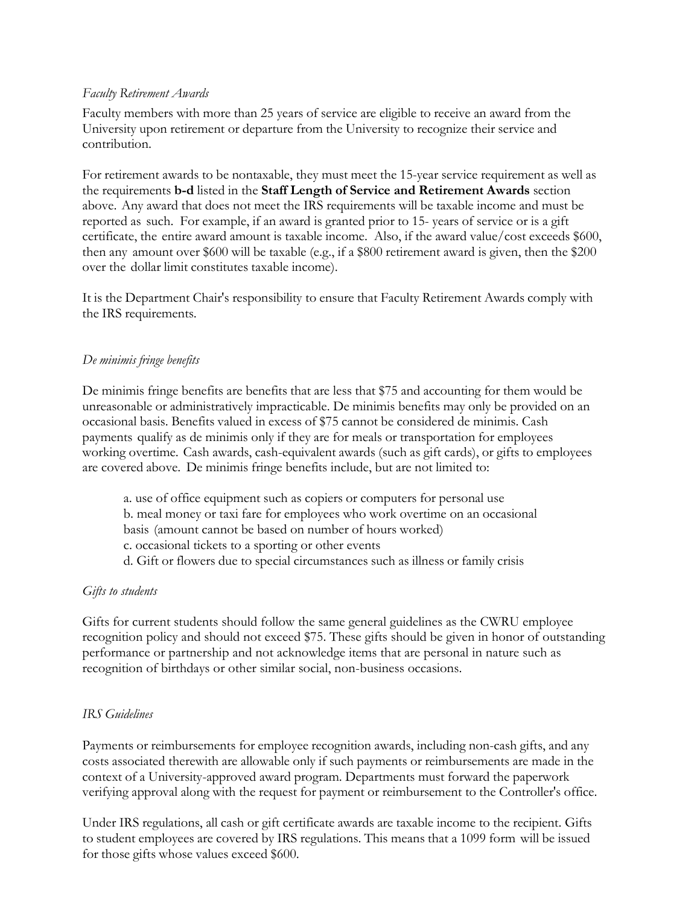*Faculty Retirement Awards*

Faculty members with more than 25 years of service are eligible to receive an award from the University upon retirement or departure from the University to recognize their service and contribution.

For retirement awards to be nontaxable, they must meet the 15-year service requirement as well as the requirements **b-d** listed in the **Staff Length of Service and Retirement Awards** section above. Any award that does not meet the IRS requirements will be taxable income and must be reported as such. For example, if an award is granted prior to 15- years of service or is a gift certificate, the entire award amount is taxable income. Also, if the award value/cost exceeds $600, then any amount over $600 will be taxable (e.g., if a $800 retirement award is given, then the $200 over the dollar limit constitutes taxable income).

It is the Department Chair's responsibility to ensure that Faculty Retirement Awards comply with the IRS requirements.

*De minimis fringe benefits*

De minimis fringe benefits are benefits that are less that $75 and accounting for them would be unreasonable or administratively impracticable. De minimis benefits may only be provided on an occasional basis. Benefits valued in excess of $75 cannot be considered de minimis. Cash payments qualify as de minimis only if they are for meals or transportation for employees working overtime. Cash awards, cash-equivalent awards (such as gift cards), or gifts to employees are covered above. De minimis fringe benefits include, but are not limited to:

a. use of office equipment such as copiers or computers for personal use
b. meal money or taxi fare for employees who work overtime on an occasional basis (amount cannot be based on number of hours worked)
c. occasional tickets to a sporting or other events
d. Gift or flowers due to special circumstances such as illness or family crisis

*Gifts to students*

Gifts for current students should follow the same general guidelines as the CWRU employee recognition policy and should not exceed $75. These gifts should be given in honor of outstanding performance or partnership and not acknowledge items that are personal in nature such as recognition of birthdays or other similar social, non-business occasions.

*IRS Guidelines*

Payments or reimbursements for employee recognition awards, including non-cash gifts, and any costs associated therewith are allowable only if such payments or reimbursements are made in the context of a University-approved award program. Departments must forward the paperwork verifying approval along with the request for payment or reimbursement to the Controller's office.

Under IRS regulations, all cash or gift certificate awards are taxable income to the recipient. Gifts to student employees are covered by IRS regulations. This means that a 1099 form will be issued for those gifts whose values exceed $600.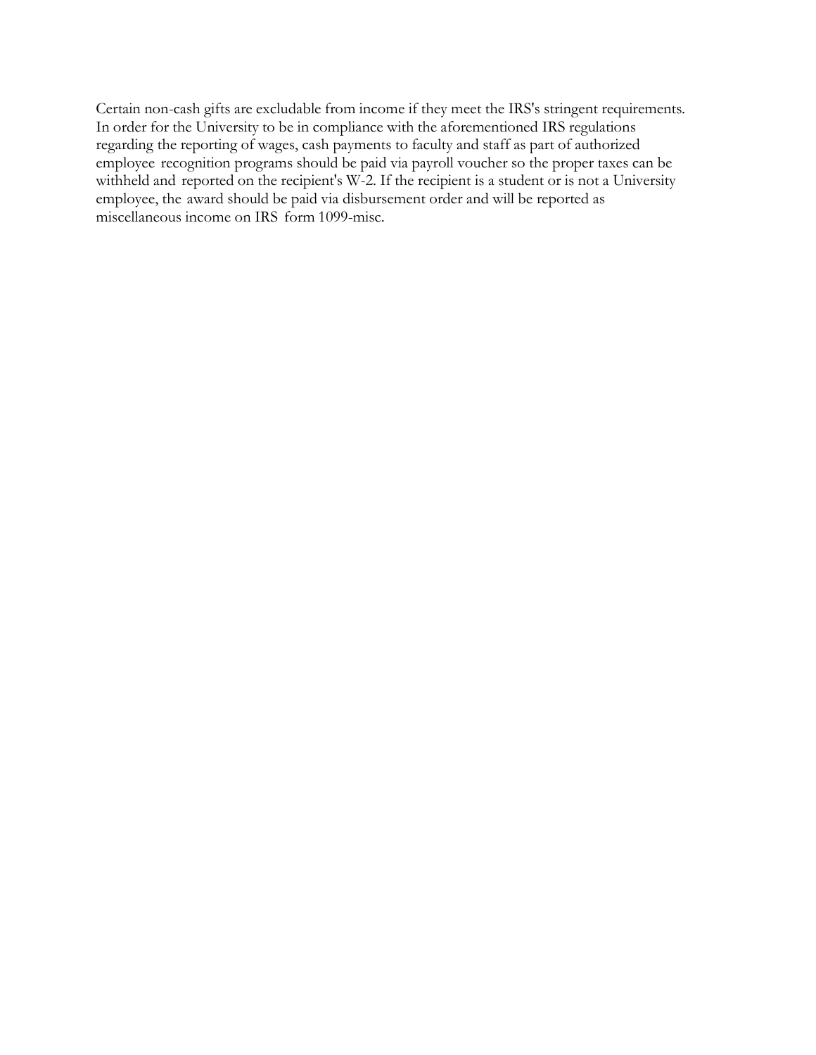Certain non-cash gifts are excludable from income if they meet the IRS's stringent requirements. In order for the University to be in compliance with the aforementioned IRS regulations regarding the reporting of wages, cash payments to faculty and staff as part of authorized employee recognition programs should be paid via payroll voucher so the proper taxes can be withheld and reported on the recipient's W-2. If the recipient is a student or is not a University employee, the award should be paid via disbursement order and will be reported as miscellaneous income on IRS form 1099-misc.